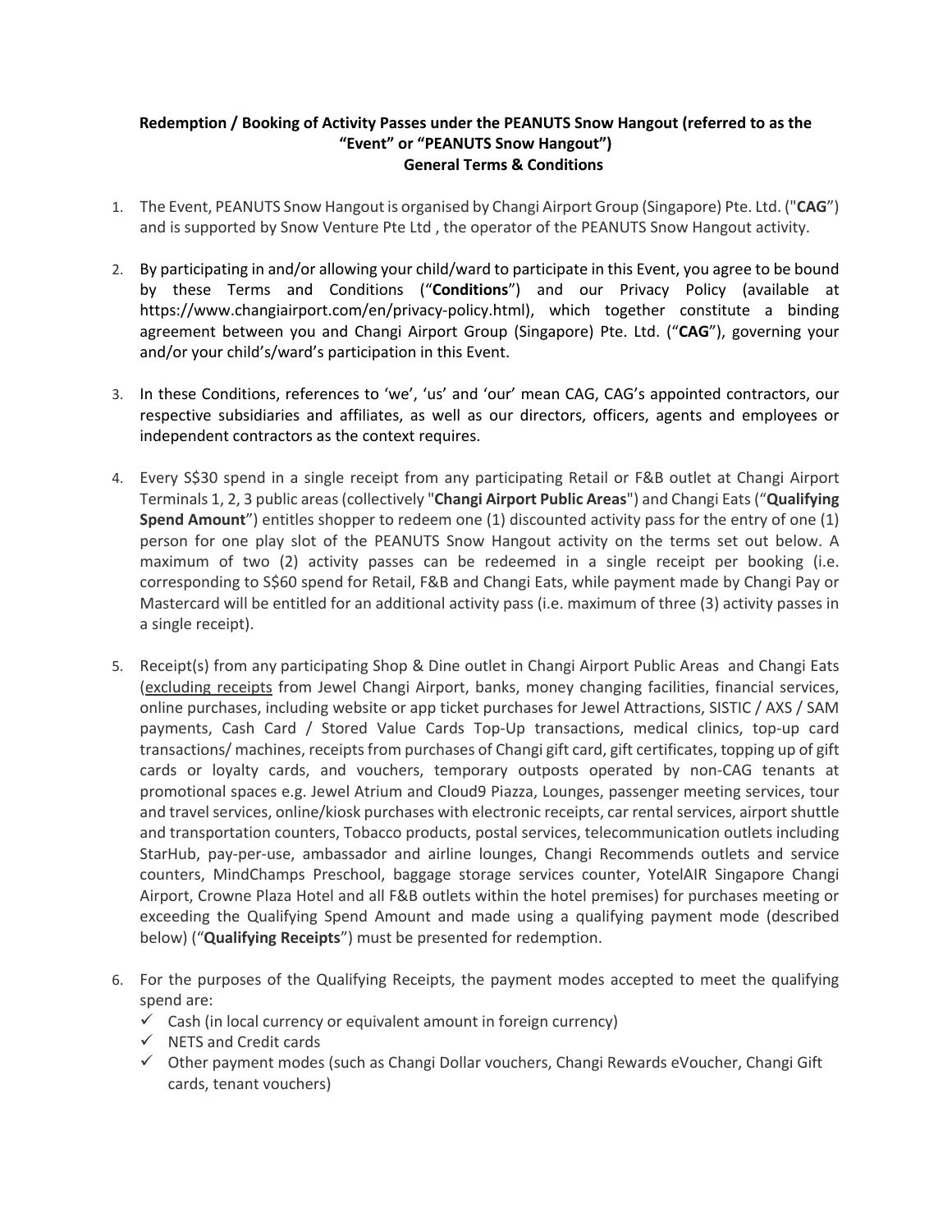**Redemption / Booking of Activity Passes under the PEANUTS Snow Hangout (referred to as the "Event" or "PEANUTS Snow Hangout")**
**General Terms & Conditions**

1. The Event, PEANUTS Snow Hangout is organised by Changi Airport Group (Singapore) Pte. Ltd. ("**CAG**") and is supported by Snow Venture Pte Ltd , the operator of the PEANUTS Snow Hangout activity.

2. By participating in and/or allowing your child/ward to participate in this Event, you agree to be bound by these Terms and Conditions ("**Conditions**") and our Privacy Policy (available at https://www.changiairport.com/en/privacy-policy.html), which together constitute a binding agreement between you and Changi Airport Group (Singapore) Pte. Ltd. ("**CAG**"), governing your and/or your child's/ward's participation in this Event.

3. In these Conditions, references to 'we', 'us' and 'our' mean CAG, CAG's appointed contractors, our respective subsidiaries and affiliates, as well as our directors, officers, agents and employees or independent contractors as the context requires.

4. Every S$30 spend in a single receipt from any participating Retail or F&B outlet at Changi Airport Terminals 1, 2, 3 public areas (collectively "**Changi Airport Public Areas**") and Changi Eats ("**Qualifying Spend Amount**") entitles shopper to redeem one (1) discounted activity pass for the entry of one (1) person for one play slot of the PEANUTS Snow Hangout activity on the terms set out below. A maximum of two (2) activity passes can be redeemed in a single receipt per booking (i.e. corresponding to S$60 spend for Retail, F&B and Changi Eats, while payment made by Changi Pay or Mastercard will be entitled for an additional activity pass (i.e. maximum of three (3) activity passes in a single receipt).

5. Receipt(s) from any participating Shop & Dine outlet in Changi Airport Public Areas and Changi Eats (<u>excluding receipts</u> from Jewel Changi Airport, banks, money changing facilities, financial services, online purchases, including website or app ticket purchases for Jewel Attractions, SISTIC / AXS / SAM payments, Cash Card / Stored Value Cards Top-Up transactions, medical clinics, top-up card transactions/ machines, receipts from purchases of Changi gift card, gift certificates, topping up of gift cards or loyalty cards, and vouchers, temporary outposts operated by non-CAG tenants at promotional spaces e.g. Jewel Atrium and Cloud9 Piazza, Lounges, passenger meeting services, tour and travel services, online/kiosk purchases with electronic receipts, car rental services, airport shuttle and transportation counters, Tobacco products, postal services, telecommunication outlets including StarHub, pay-per-use, ambassador and airline lounges, Changi Recommends outlets and service counters, MindChamps Preschool, baggage storage services counter, YotelAIR Singapore Changi Airport, Crowne Plaza Hotel and all F&B outlets within the hotel premises) for purchases meeting or exceeding the Qualifying Spend Amount and made using a qualifying payment mode (described below) ("**Qualifying Receipts**") must be presented for redemption.

6. For the purposes of the Qualifying Receipts, the payment modes accepted to meet the qualifying spend are:
   - ✓ Cash (in local currency or equivalent amount in foreign currency)
   - ✓ NETS and Credit cards
   - ✓ Other payment modes (such as Changi Dollar vouchers, Changi Rewards eVoucher, Changi Gift cards, tenant vouchers)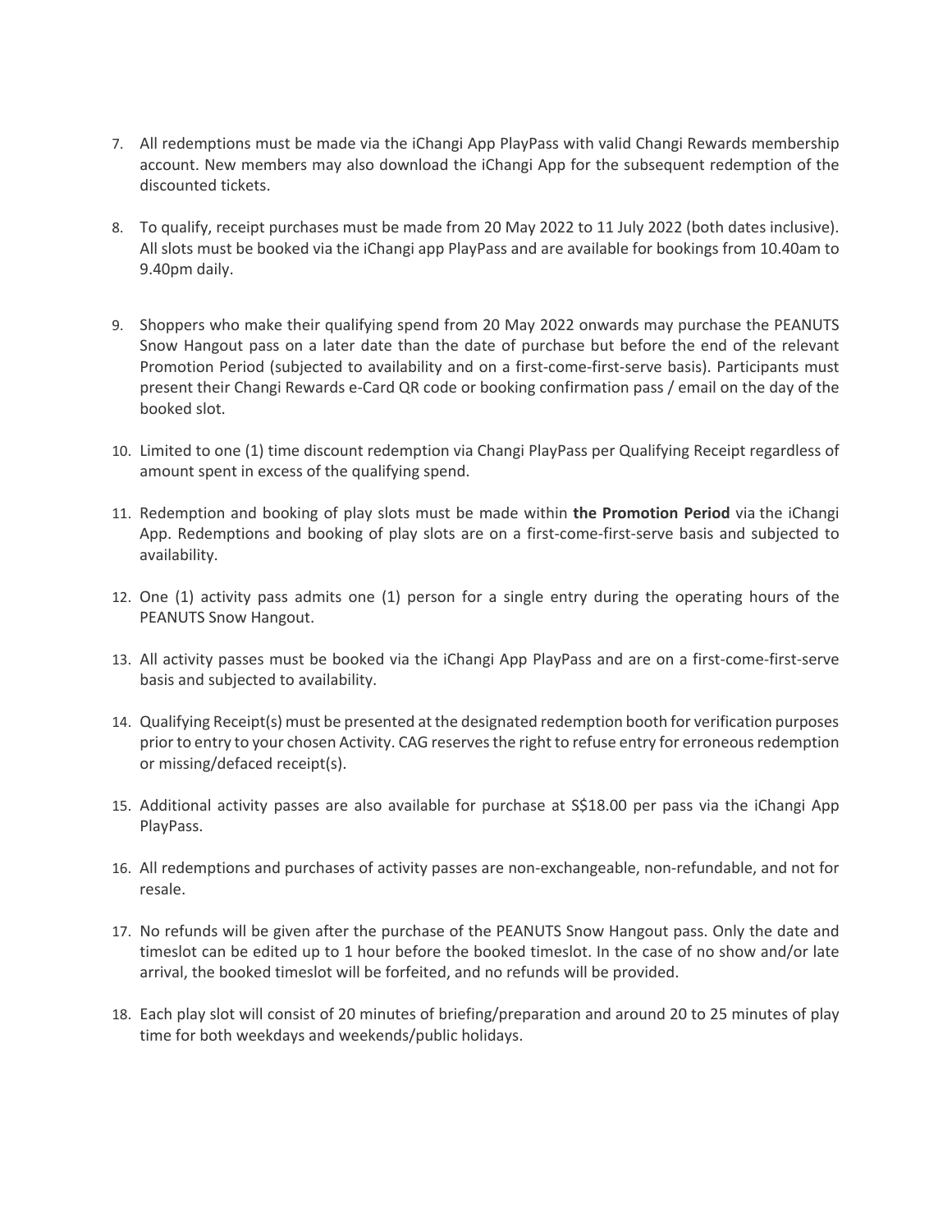7. All redemptions must be made via the iChangi App PlayPass with valid Changi Rewards membership account. New members may also download the iChangi App for the subsequent redemption of the discounted tickets.

8. To qualify, receipt purchases must be made from 20 May 2022 to 11 July 2022 (both dates inclusive). All slots must be booked via the iChangi app PlayPass and are available for bookings from 10.40am to 9.40pm daily.

9. Shoppers who make their qualifying spend from 20 May 2022 onwards may purchase the PEANUTS Snow Hangout pass on a later date than the date of purchase but before the end of the relevant Promotion Period (subjected to availability and on a first-come-first-serve basis). Participants must present their Changi Rewards e-Card QR code or booking confirmation pass / email on the day of the booked slot.

10. Limited to one (1) time discount redemption via Changi PlayPass per Qualifying Receipt regardless of amount spent in excess of the qualifying spend.

11. Redemption and booking of play slots must be made within **the Promotion Period** via the iChangi App. Redemptions and booking of play slots are on a first-come-first-serve basis and subjected to availability.

12. One (1) activity pass admits one (1) person for a single entry during the operating hours of the PEANUTS Snow Hangout.

13. All activity passes must be booked via the iChangi App PlayPass and are on a first-come-first-serve basis and subjected to availability.

14. Qualifying Receipt(s) must be presented at the designated redemption booth for verification purposes prior to entry to your chosen Activity. CAG reserves the right to refuse entry for erroneous redemption or missing/defaced receipt(s).

15. Additional activity passes are also available for purchase at S$18.00 per pass via the iChangi App PlayPass.

16. All redemptions and purchases of activity passes are non-exchangeable, non-refundable, and not for resale.

17. No refunds will be given after the purchase of the PEANUTS Snow Hangout pass. Only the date and timeslot can be edited up to 1 hour before the booked timeslot. In the case of no show and/or late arrival, the booked timeslot will be forfeited, and no refunds will be provided.

18. Each play slot will consist of 20 minutes of briefing/preparation and around 20 to 25 minutes of play time for both weekdays and weekends/public holidays.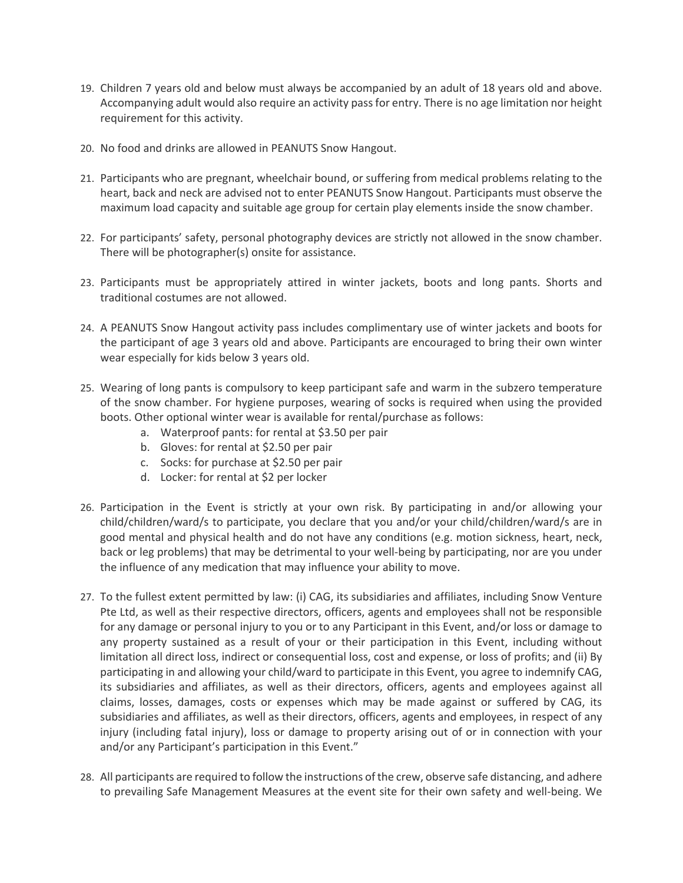19. Children 7 years old and below must always be accompanied by an adult of 18 years old and above. Accompanying adult would also require an activity pass for entry. There is no age limitation nor height requirement for this activity.

20. No food and drinks are allowed in PEANUTS Snow Hangout.

21. Participants who are pregnant, wheelchair bound, or suffering from medical problems relating to the heart, back and neck are advised not to enter PEANUTS Snow Hangout. Participants must observe the maximum load capacity and suitable age group for certain play elements inside the snow chamber.

22. For participants' safety, personal photography devices are strictly not allowed in the snow chamber. There will be photographer(s) onsite for assistance.

23. Participants must be appropriately attired in winter jackets, boots and long pants. Shorts and traditional costumes are not allowed.

24. A PEANUTS Snow Hangout activity pass includes complimentary use of winter jackets and boots for the participant of age 3 years old and above. Participants are encouraged to bring their own winter wear especially for kids below 3 years old.

25. Wearing of long pants is compulsory to keep participant safe and warm in the subzero temperature of the snow chamber. For hygiene purposes, wearing of socks is required when using the provided boots. Other optional winter wear is available for rental/purchase as follows:
    a. Waterproof pants: for rental at $3.50 per pair
    b. Gloves: for rental at $2.50 per pair
    c. Socks: for purchase at $2.50 per pair
    d. Locker: for rental at $2 per locker

26. Participation in the Event is strictly at your own risk. By participating in and/or allowing your child/children/ward/s to participate, you declare that you and/or your child/children/ward/s are in good mental and physical health and do not have any conditions (e.g. motion sickness, heart, neck, back or leg problems) that may be detrimental to your well-being by participating, nor are you under the influence of any medication that may influence your ability to move.

27. To the fullest extent permitted by law: (i) CAG, its subsidiaries and affiliates, including Snow Venture Pte Ltd, as well as their respective directors, officers, agents and employees shall not be responsible for any damage or personal injury to you or to any Participant in this Event, and/or loss or damage to any property sustained as a result of your or their participation in this Event, including without limitation all direct loss, indirect or consequential loss, cost and expense, or loss of profits; and (ii) By participating in and allowing your child/ward to participate in this Event, you agree to indemnify CAG, its subsidiaries and affiliates, as well as their directors, officers, agents and employees against all claims, losses, damages, costs or expenses which may be made against or suffered by CAG, its subsidiaries and affiliates, as well as their directors, officers, agents and employees, in respect of any injury (including fatal injury), loss or damage to property arising out of or in connection with your and/or any Participant's participation in this Event."

28. All participants are required to follow the instructions of the crew, observe safe distancing, and adhere to prevailing Safe Management Measures at the event site for their own safety and well-being. We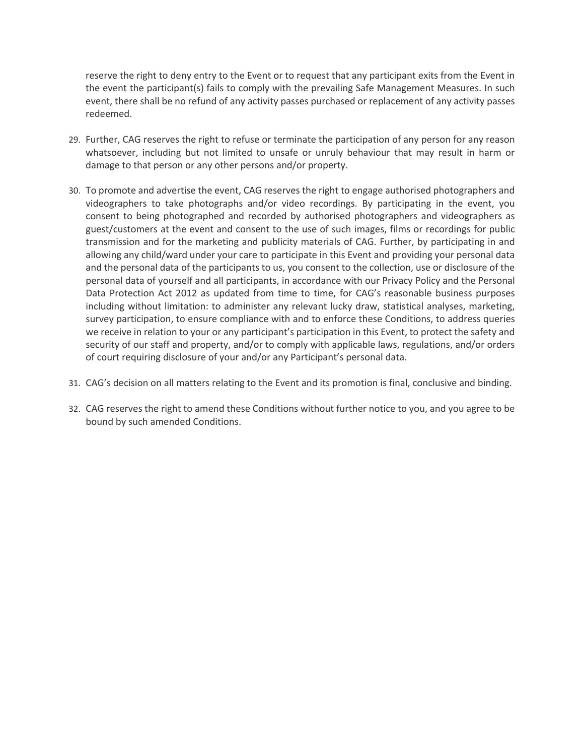reserve the right to deny entry to the Event or to request that any participant exits from the Event in the event the participant(s) fails to comply with the prevailing Safe Management Measures. In such event, there shall be no refund of any activity passes purchased or replacement of any activity passes redeemed.

29. Further, CAG reserves the right to refuse or terminate the participation of any person for any reason whatsoever, including but not limited to unsafe or unruly behaviour that may result in harm or damage to that person or any other persons and/or property.

30. To promote and advertise the event, CAG reserves the right to engage authorised photographers and videographers to take photographs and/or video recordings. By participating in the event, you consent to being photographed and recorded by authorised photographers and videographers as guest/customers at the event and consent to the use of such images, films or recordings for public transmission and for the marketing and publicity materials of CAG. Further, by participating in and allowing any child/ward under your care to participate in this Event and providing your personal data and the personal data of the participants to us, you consent to the collection, use or disclosure of the personal data of yourself and all participants, in accordance with our Privacy Policy and the Personal Data Protection Act 2012 as updated from time to time, for CAG's reasonable business purposes including without limitation: to administer any relevant lucky draw, statistical analyses, marketing, survey participation, to ensure compliance with and to enforce these Conditions, to address queries we receive in relation to your or any participant's participation in this Event, to protect the safety and security of our staff and property, and/or to comply with applicable laws, regulations, and/or orders of court requiring disclosure of your and/or any Participant's personal data.

31. CAG's decision on all matters relating to the Event and its promotion is final, conclusive and binding.

32. CAG reserves the right to amend these Conditions without further notice to you, and you agree to be bound by such amended Conditions.